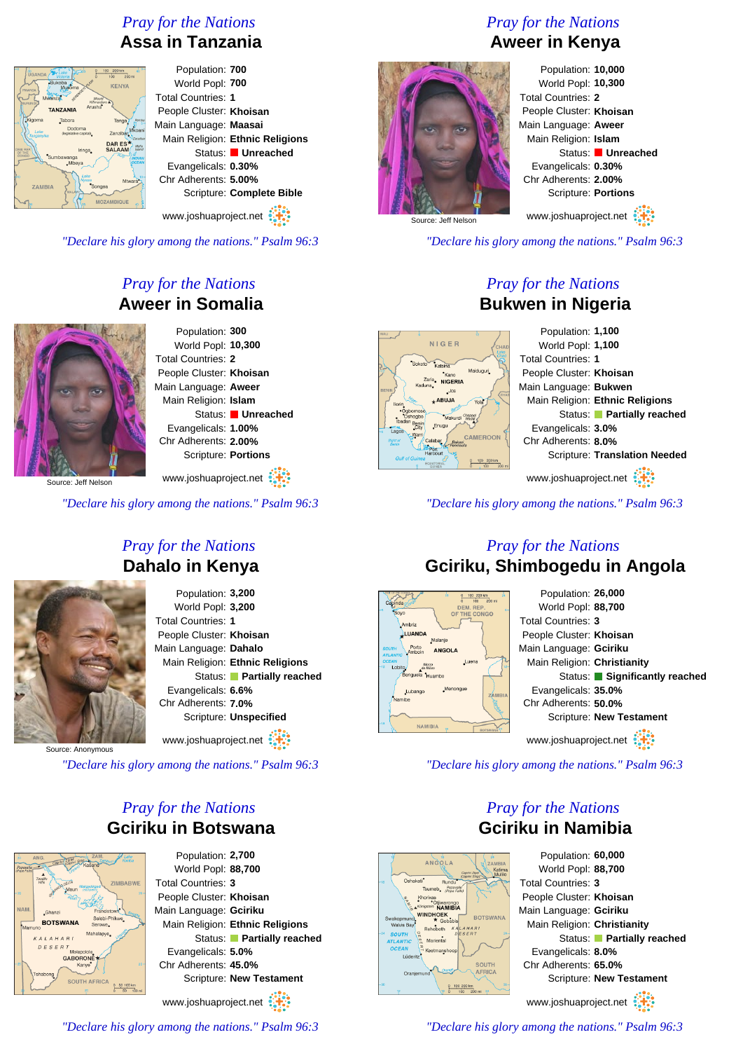## Pray for the Nations
# Assa in Tanzania

Population: **700**
World Popl: **700**
Total Countries: **1**
People Cluster: **Khoisan**
Main Language: **Maasai**
Main Religion: **Ethnic Religions**
Status: **Unreached**
Evangelicals: **0.30%**
Chr Adherents: **5.00%**
Scripture: **Complete Bible**

www.joshuaproject.net

*"Declare his glory among the nations." Psalm 96:3*

## Pray for the Nations
# Aweer in Kenya

Source: Jeff Nelson

Population: **10,000**
World Popl: **10,300**
Total Countries: **2**
People Cluster: **Khoisan**
Main Language: **Aweer**
Main Religion: **Islam**
Status: **Unreached**
Evangelicals: **0.30%**
Chr Adherents: **2.00%**
Scripture: **Portions**

www.joshuaproject.net

*"Declare his glory among the nations." Psalm 96:3*

## Pray for the Nations
# Aweer in Somalia

Source: Jeff Nelson

Population: **300**
World Popl: **10,300**
Total Countries: **2**
People Cluster: **Khoisan**
Main Language: **Aweer**
Main Religion: **Islam**
Status: **Unreached**
Evangelicals: **1.00%**
Chr Adherents: **2.00%**
Scripture: **Portions**

www.joshuaproject.net

*"Declare his glory among the nations." Psalm 96:3*

## Pray for the Nations
# Bukwen in Nigeria

Population: **1,100**
World Popl: **1,100**
Total Countries: **1**
People Cluster: **Khoisan**
Main Language: **Bukwen**
Main Religion: **Ethnic Religions**
Status: **Partially reached**
Evangelicals: **3.0%**
Chr Adherents: **8.0%**
Scripture: **Translation Needed**

www.joshuaproject.net

*"Declare his glory among the nations." Psalm 96:3*

## Pray for the Nations
# Dahalo in Kenya

Source: Anonymous

Population: **3,200**
World Popl: **3,200**
Total Countries: **1**
People Cluster: **Khoisan**
Main Language: **Dahalo**
Main Religion: **Ethnic Religions**
Status: **Partially reached**
Evangelicals: **6.6%**
Chr Adherents: **7.0%**
Scripture: **Unspecified**

www.joshuaproject.net

*"Declare his glory among the nations." Psalm 96:3*

## Pray for the Nations
# Gciriku, Shimbogedu in Angola

Population: **26,000**
World Popl: **88,700**
Total Countries: **3**
People Cluster: **Khoisan**
Main Language: **Gciriku**
Main Religion: **Christianity**
Status: **Significantly reached**
Evangelicals: **35.0%**
Chr Adherents: **50.0%**
Scripture: **New Testament**

www.joshuaproject.net

*"Declare his glory among the nations." Psalm 96:3*

## Pray for the Nations
# Gciriku in Botswana

Population: **2,700**
World Popl: **88,700**
Total Countries: **3**
People Cluster: **Khoisan**
Main Language: **Gciriku**
Main Religion: **Ethnic Religions**
Status: **Partially reached**
Evangelicals: **5.0%**
Chr Adherents: **45.0%**
Scripture: **New Testament**

www.joshuaproject.net

*"Declare his glory among the nations." Psalm 96:3*

## Pray for the Nations
# Gciriku in Namibia

Population: **60,000**
World Popl: **88,700**
Total Countries: **3**
People Cluster: **Khoisan**
Main Language: **Gciriku**
Main Religion: **Christianity**
Status: **Partially reached**
Evangelicals: **8.0%**
Chr Adherents: **65.0%**
Scripture: **New Testament**

www.joshuaproject.net

*"Declare his glory among the nations." Psalm 96:3*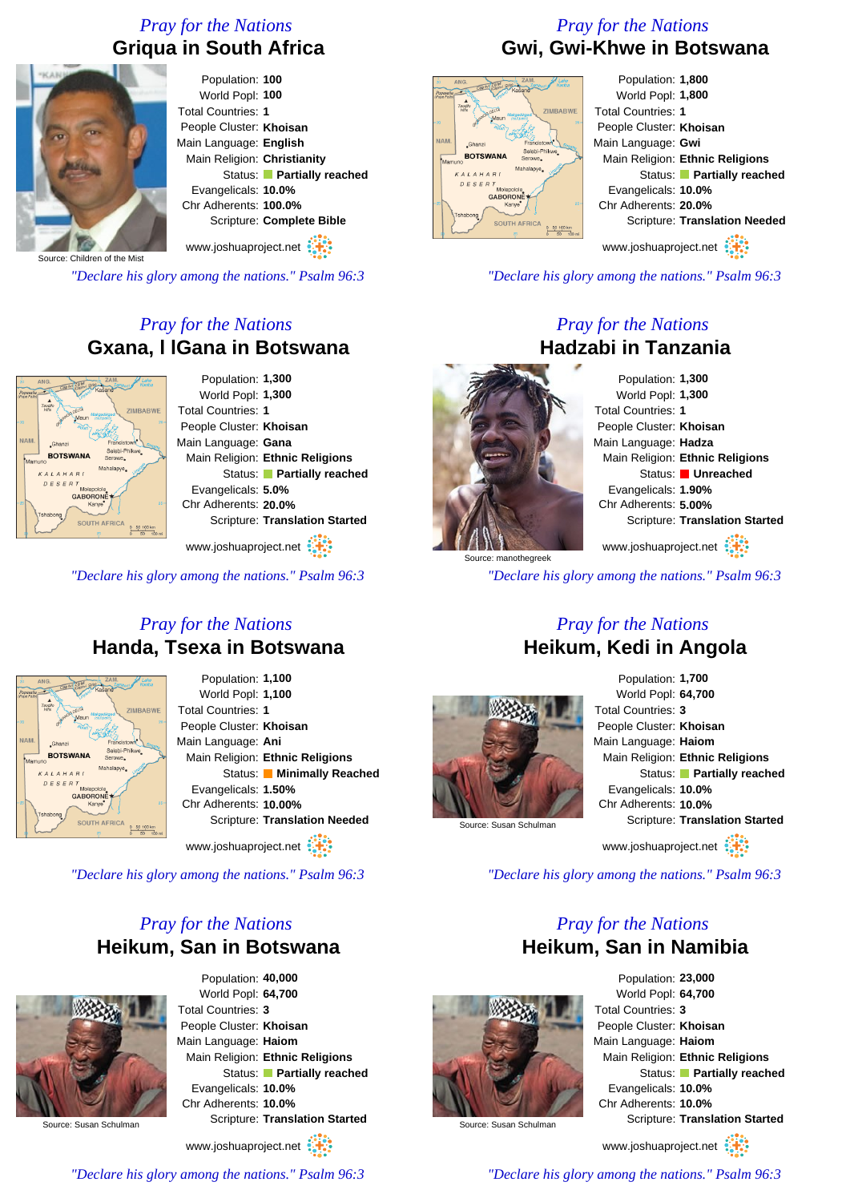## Pray for the Nations

# Griqua in South Africa

Source: Children of the Mist

Population: **100**
World Popl: **100**
Total Countries: **1**
People Cluster: **Khoisan**
Main Language: **English**
Main Religion: **Christianity**
Status: **Partially reached**
Evangelicals: **10.0%**
Chr Adherents: **100.0%**
Scripture: **Complete Bible**

www.joshuaproject.net

*"Declare his glory among the nations." Psalm 96:3*

## Pray for the Nations

# Gwi, Gwi-Khwe in Botswana

Population: **1,800**
World Popl: **1,800**
Total Countries: **1**
People Cluster: **Khoisan**
Main Language: **Gwi**
Main Religion: **Ethnic Religions**
Status: **Partially reached**
Evangelicals: **10.0%**
Chr Adherents: **20.0%**
Scripture: **Translation Needed**

www.joshuaproject.net

*"Declare his glory among the nations." Psalm 96:3*

## Pray for the Nations

# Gxana, l lGana in Botswana

Population: **1,300**
World Popl: **1,300**
Total Countries: **1**
People Cluster: **Khoisan**
Main Language: **Gana**
Main Religion: **Ethnic Religions**
Status: **Partially reached**
Evangelicals: **5.0%**
Chr Adherents: **20.0%**
Scripture: **Translation Started**

www.joshuaproject.net

*"Declare his glory among the nations." Psalm 96:3*

## Pray for the Nations

# Hadzabi in Tanzania

Source: manothegreek

Population: **1,300**
World Popl: **1,300**
Total Countries: **1**
People Cluster: **Khoisan**
Main Language: **Hadza**
Main Religion: **Ethnic Religions**
Status: **Unreached**
Evangelicals: **1.90%**
Chr Adherents: **5.00%**
Scripture: **Translation Started**

www.joshuaproject.net

*"Declare his glory among the nations." Psalm 96:3*

## Pray for the Nations

# Handa, Tsexa in Botswana

Population: **1,100**
World Popl: **1,100**
Total Countries: **1**
People Cluster: **Khoisan**
Main Language: **Ani**
Main Religion: **Ethnic Religions**
Status: **Minimally Reached**
Evangelicals: **1.50%**
Chr Adherents: **10.00%**
Scripture: **Translation Needed**

www.joshuaproject.net

*"Declare his glory among the nations." Psalm 96:3*

## Pray for the Nations

# Heikum, Kedi in Angola

Source: Susan Schulman

Population: **1,700**
World Popl: **64,700**
Total Countries: **3**
People Cluster: **Khoisan**
Main Language: **Haiom**
Main Religion: **Ethnic Religions**
Status: **Partially reached**
Evangelicals: **10.0%**
Chr Adherents: **10.0%**
Scripture: **Translation Started**

www.joshuaproject.net

*"Declare his glory among the nations." Psalm 96:3*

## Pray for the Nations

# Heikum, San in Botswana

Source: Susan Schulman

Population: **40,000**
World Popl: **64,700**
Total Countries: **3**
People Cluster: **Khoisan**
Main Language: **Haiom**
Main Religion: **Ethnic Religions**
Status: **Partially reached**
Evangelicals: **10.0%**
Chr Adherents: **10.0%**
Scripture: **Translation Started**

www.joshuaproject.net

*"Declare his glory among the nations." Psalm 96:3*

## Pray for the Nations

# Heikum, San in Namibia

Source: Susan Schulman

Population: **23,000**
World Popl: **64,700**
Total Countries: **3**
People Cluster: **Khoisan**
Main Language: **Haiom**
Main Religion: **Ethnic Religions**
Status: **Partially reached**
Evangelicals: **10.0%**
Chr Adherents: **10.0%**
Scripture: **Translation Started**

www.joshuaproject.net

*"Declare his glory among the nations." Psalm 96:3*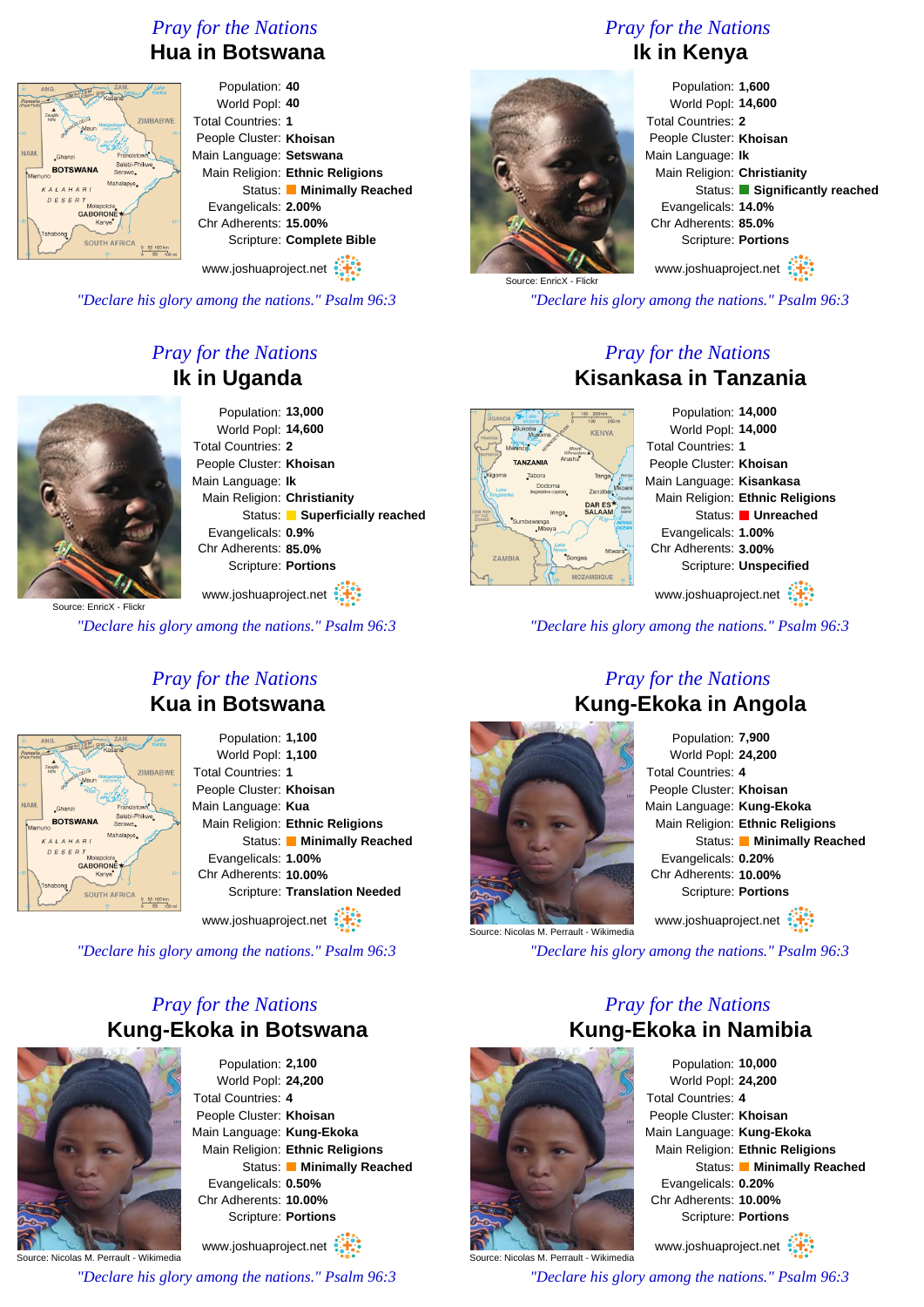## Pray for the Nations

### Hua in Botswana

Population: **40**
World Popl: **40**
Total Countries: **1**
People Cluster: **Khoisan**
Main Language: **Setswana**
Main Religion: **Ethnic Religions**
Status: **Minimally Reached**
Evangelicals: **2.00%**
Chr Adherents: **15.00%**
Scripture: **Complete Bible**

www.joshuaproject.net

*"Declare his glory among the nations." Psalm 96:3*

## Pray for the Nations

### Ik in Kenya

Population: **1,600**
World Popl: **14,600**
Total Countries: **2**
People Cluster: **Khoisan**
Main Language: **Ik**
Main Religion: **Christianity**
Status: **Significantly reached**
Evangelicals: **14.0%**
Chr Adherents: **85.0%**
Scripture: **Portions**

Source: EnricX - Flickr

www.joshuaproject.net

*"Declare his glory among the nations." Psalm 96:3*

## Pray for the Nations

### Ik in Uganda

Population: **13,000**
World Popl: **14,600**
Total Countries: **2**
People Cluster: **Khoisan**
Main Language: **Ik**
Main Religion: **Christianity**
Status: **Superficially reached**
Evangelicals: **0.9%**
Chr Adherents: **85.0%**
Scripture: **Portions**

Source: EnricX - Flickr

www.joshuaproject.net

*"Declare his glory among the nations." Psalm 96:3*

## Pray for the Nations

### Kisankasa in Tanzania

Population: **14,000**
World Popl: **14,000**
Total Countries: **1**
People Cluster: **Khoisan**
Main Language: **Kisankasa**
Main Religion: **Ethnic Religions**
Status: **Unreached**
Evangelicals: **1.00%**
Chr Adherents: **3.00%**
Scripture: **Unspecified**

www.joshuaproject.net

*"Declare his glory among the nations." Psalm 96:3*

## Pray for the Nations

### Kua in Botswana

Population: **1,100**
World Popl: **1,100**
Total Countries: **1**
People Cluster: **Khoisan**
Main Language: **Kua**
Main Religion: **Ethnic Religions**
Status: **Minimally Reached**
Evangelicals: **1.00%**
Chr Adherents: **10.00%**
Scripture: **Translation Needed**

www.joshuaproject.net

*"Declare his glory among the nations." Psalm 96:3*

## Pray for the Nations

### Kung-Ekoka in Angola

Population: **7,900**
World Popl: **24,200**
Total Countries: **4**
People Cluster: **Khoisan**
Main Language: **Kung-Ekoka**
Main Religion: **Ethnic Religions**
Status: **Minimally Reached**
Evangelicals: **0.20%**
Chr Adherents: **10.00%**
Scripture: **Portions**

Source: Nicolas M. Perrault - Wikimedia

www.joshuaproject.net

*"Declare his glory among the nations." Psalm 96:3*

## Pray for the Nations

### Kung-Ekoka in Botswana

Population: **2,100**
World Popl: **24,200**
Total Countries: **4**
People Cluster: **Khoisan**
Main Language: **Kung-Ekoka**
Main Religion: **Ethnic Religions**
Status: **Minimally Reached**
Evangelicals: **0.50%**
Chr Adherents: **10.00%**
Scripture: **Portions**

Source: Nicolas M. Perrault - Wikimedia

www.joshuaproject.net

*"Declare his glory among the nations." Psalm 96:3*

## Pray for the Nations

### Kung-Ekoka in Namibia

Population: **10,000**
World Popl: **24,200**
Total Countries: **4**
People Cluster: **Khoisan**
Main Language: **Kung-Ekoka**
Main Religion: **Ethnic Religions**
Status: **Minimally Reached**
Evangelicals: **0.20%**
Chr Adherents: **10.00%**
Scripture: **Portions**

Source: Nicolas M. Perrault - Wikimedia

www.joshuaproject.net

*"Declare his glory among the nations." Psalm 96:3*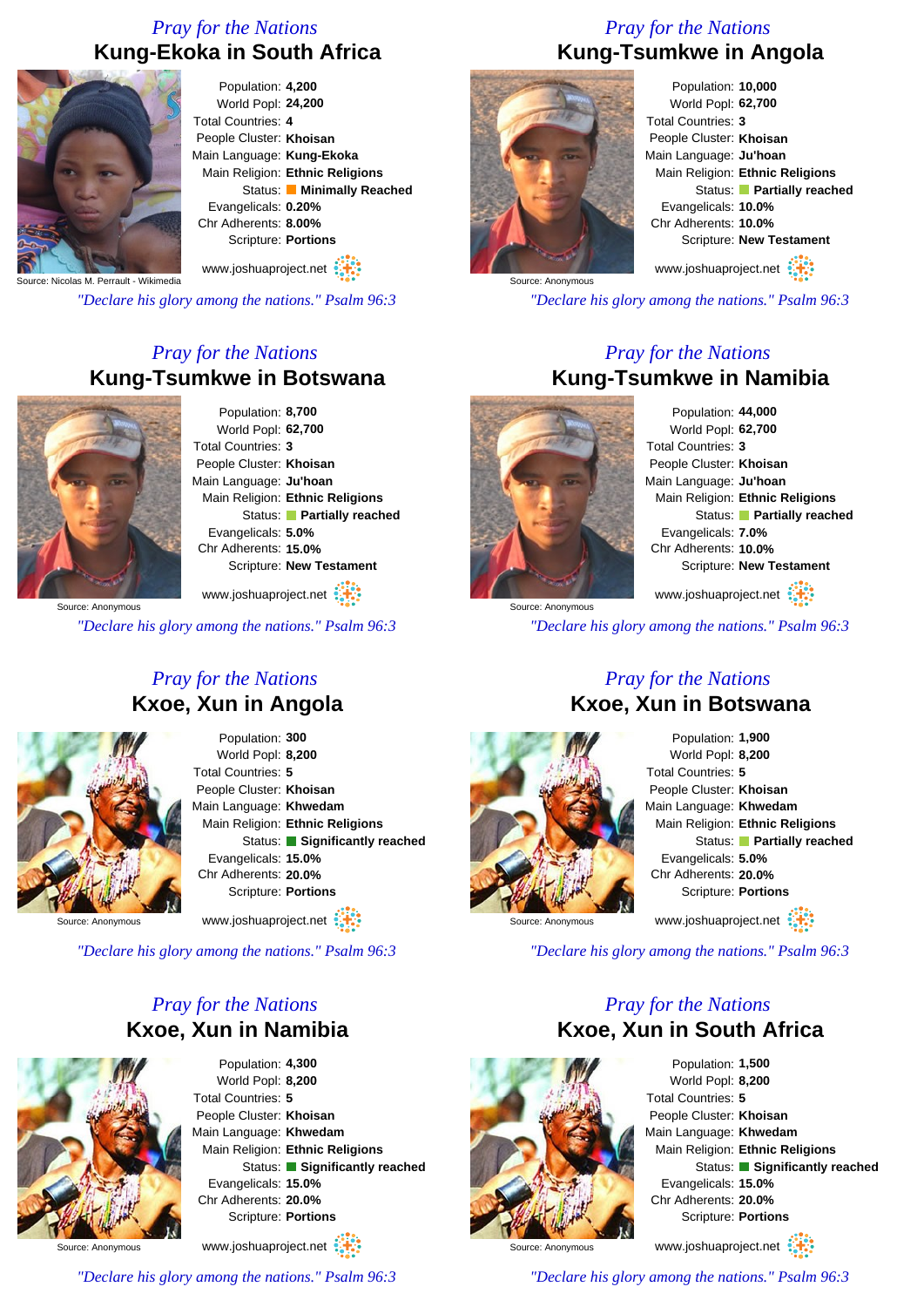*Pray for the Nations*

## Kung-Ekoka in South Africa

Population: **4,200**
World Popl: **24,200**
Total Countries: **4**
People Cluster: **Khoisan**
Main Language: **Kung-Ekoka**
Main Religion: **Ethnic Religions**
Status: **Minimally Reached**
Evangelicals: **0.20%**
Chr Adherents: **8.00%**
Scripture: **Portions**

Source: Nicolas M. Perrault - Wikimedia

www.joshuaproject.net

*"Declare his glory among the nations." Psalm 96:3*

*Pray for the Nations*

## Kung-Tsumkwe in Angola

Population: **10,000**
World Popl: **62,700**
Total Countries: **3**
People Cluster: **Khoisan**
Main Language: **Ju'hoan**
Main Religion: **Ethnic Religions**
Status: **Partially reached**
Evangelicals: **10.0%**
Chr Adherents: **10.0%**
Scripture: **New Testament**

Source: Anonymous

www.joshuaproject.net

*"Declare his glory among the nations." Psalm 96:3*

*Pray for the Nations*

## Kung-Tsumkwe in Botswana

Population: **8,700**
World Popl: **62,700**
Total Countries: **3**
People Cluster: **Khoisan**
Main Language: **Ju'hoan**
Main Religion: **Ethnic Religions**
Status: **Partially reached**
Evangelicals: **5.0%**
Chr Adherents: **15.0%**
Scripture: **New Testament**

Source: Anonymous

www.joshuaproject.net

*"Declare his glory among the nations." Psalm 96:3*

*Pray for the Nations*

## Kung-Tsumkwe in Namibia

Population: **44,000**
World Popl: **62,700**
Total Countries: **3**
People Cluster: **Khoisan**
Main Language: **Ju'hoan**
Main Religion: **Ethnic Religions**
Status: **Partially reached**
Evangelicals: **7.0%**
Chr Adherents: **10.0%**
Scripture: **New Testament**

Source: Anonymous

www.joshuaproject.net

*"Declare his glory among the nations." Psalm 96:3*

*Pray for the Nations*

## Kxoe, Xun in Angola

Population: **300**
World Popl: **8,200**
Total Countries: **5**
People Cluster: **Khoisan**
Main Language: **Khwedam**
Main Religion: **Ethnic Religions**
Status: **Significantly reached**
Evangelicals: **15.0%**
Chr Adherents: **20.0%**
Scripture: **Portions**

Source: Anonymous

www.joshuaproject.net

*"Declare his glory among the nations." Psalm 96:3*

*Pray for the Nations*

## Kxoe, Xun in Botswana

Population: **1,900**
World Popl: **8,200**
Total Countries: **5**
People Cluster: **Khoisan**
Main Language: **Khwedam**
Main Religion: **Ethnic Religions**
Status: **Partially reached**
Evangelicals: **5.0%**
Chr Adherents: **20.0%**
Scripture: **Portions**

Source: Anonymous

www.joshuaproject.net

*"Declare his glory among the nations." Psalm 96:3*

*Pray for the Nations*

## Kxoe, Xun in Namibia

Population: **4,300**
World Popl: **8,200**
Total Countries: **5**
People Cluster: **Khoisan**
Main Language: **Khwedam**
Main Religion: **Ethnic Religions**
Status: **Significantly reached**
Evangelicals: **15.0%**
Chr Adherents: **20.0%**
Scripture: **Portions**

Source: Anonymous

www.joshuaproject.net

*"Declare his glory among the nations." Psalm 96:3*

*Pray for the Nations*

## Kxoe, Xun in South Africa

Population: **1,500**
World Popl: **8,200**
Total Countries: **5**
People Cluster: **Khoisan**
Main Language: **Khwedam**
Main Religion: **Ethnic Religions**
Status: **Significantly reached**
Evangelicals: **15.0%**
Chr Adherents: **20.0%**
Scripture: **Portions**

Source: Anonymous

www.joshuaproject.net

*"Declare his glory among the nations." Psalm 96:3*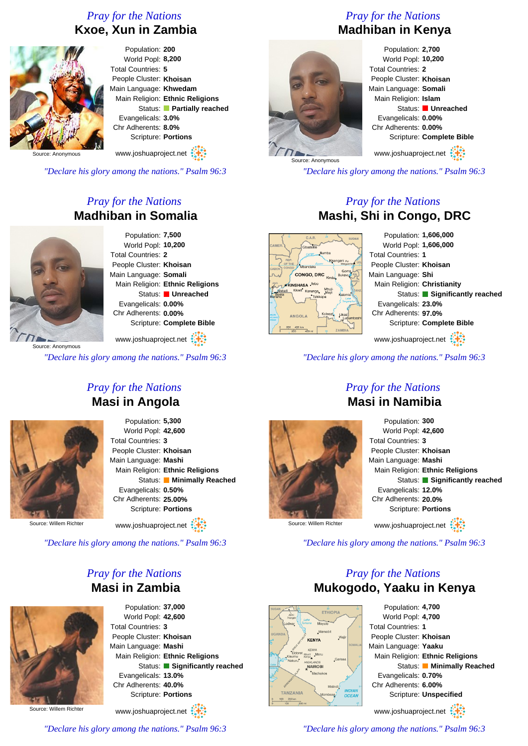## Pray for the Nations
# Kxoe, Xun in Zambia

Source: Anonymous

Population: **200**
World Popl: **8,200**
Total Countries: **5**
People Cluster: **Khoisan**
Main Language: **Khwedam**
Main Religion: **Ethnic Religions**
Status: **Partially reached**
Evangelicals: **3.0%**
Chr Adherents: **8.0%**
Scripture: **Portions**

www.joshuaproject.net

*"Declare his glory among the nations." Psalm 96:3*

## Pray for the Nations
# Madhiban in Kenya

Source: Anonymous

Population: **2,700**
World Popl: **10,200**
Total Countries: **2**
People Cluster: **Khoisan**
Main Language: **Somali**
Main Religion: **Islam**
Status: **Unreached**
Evangelicals: **0.00%**
Chr Adherents: **0.00%**
Scripture: **Complete Bible**

www.joshuaproject.net

*"Declare his glory among the nations." Psalm 96:3*

## Pray for the Nations
# Madhiban in Somalia

Source: Anonymous

Population: **7,500**
World Popl: **10,200**
Total Countries: **2**
People Cluster: **Khoisan**
Main Language: **Somali**
Main Religion: **Ethnic Religions**
Status: **Unreached**
Evangelicals: **0.00%**
Chr Adherents: **0.00%**
Scripture: **Complete Bible**

www.joshuaproject.net

*"Declare his glory among the nations." Psalm 96:3*

## Pray for the Nations
# Mashi, Shi in Congo, DRC

Population: **1,606,000**
World Popl: **1,606,000**
Total Countries: **1**
People Cluster: **Khoisan**
Main Language: **Shi**
Main Religion: **Christianity**
Status: **Significantly reached**
Evangelicals: **23.0%**
Chr Adherents: **97.0%**
Scripture: **Complete Bible**

www.joshuaproject.net

*"Declare his glory among the nations." Psalm 96:3*

## Pray for the Nations
# Masi in Angola

Source: Willem Richter

Population: **5,300**
World Popl: **42,600**
Total Countries: **3**
People Cluster: **Khoisan**
Main Language: **Mashi**
Main Religion: **Ethnic Religions**
Status: **Minimally Reached**
Evangelicals: **0.50%**
Chr Adherents: **25.00%**
Scripture: **Portions**

www.joshuaproject.net

*"Declare his glory among the nations." Psalm 96:3*

## Pray for the Nations
# Masi in Namibia

Source: Willem Richter

Population: **300**
World Popl: **42,600**
Total Countries: **3**
People Cluster: **Khoisan**
Main Language: **Mashi**
Main Religion: **Ethnic Religions**
Status: **Significantly reached**
Evangelicals: **12.0%**
Chr Adherents: **20.0%**
Scripture: **Portions**

www.joshuaproject.net

*"Declare his glory among the nations." Psalm 96:3*

## Pray for the Nations
# Masi in Zambia

Source: Willem Richter

Population: **37,000**
World Popl: **42,600**
Total Countries: **3**
People Cluster: **Khoisan**
Main Language: **Mashi**
Main Religion: **Ethnic Religions**
Status: **Significantly reached**
Evangelicals: **13.0%**
Chr Adherents: **40.0%**
Scripture: **Portions**

www.joshuaproject.net

*"Declare his glory among the nations." Psalm 96:3*

## Pray for the Nations
# Mukogodo, Yaaku in Kenya

Population: **4,700**
World Popl: **4,700**
Total Countries: **1**
People Cluster: **Khoisan**
Main Language: **Yaaku**
Main Religion: **Ethnic Religions**
Status: **Minimally Reached**
Evangelicals: **0.70%**
Chr Adherents: **6.00%**
Scripture: **Unspecified**

www.joshuaproject.net

*"Declare his glory among the nations." Psalm 96:3*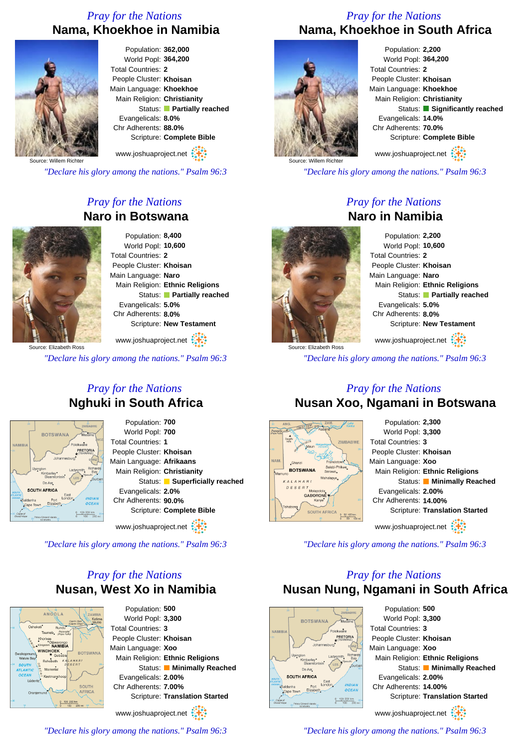## Pray for the Nations

# Nama, Khoekhoe in Namibia

Source: Willem Richter

Population: **362,000**
World Popl: **364,200**
Total Countries: **2**
People Cluster: **Khoisan**
Main Language: **Khoekhoe**
Main Religion: **Christianity**
Status: **Partially reached**
Evangelicals: **8.0%**
Chr Adherents: **88.0%**
Scripture: **Complete Bible**

www.joshuaproject.net

*"Declare his glory among the nations." Psalm 96:3*

## Pray for the Nations

# Nama, Khoekhoe in South Africa

Source: Willem Richter

Population: **2,200**
World Popl: **364,200**
Total Countries: **2**
People Cluster: **Khoisan**
Main Language: **Khoekhoe**
Main Religion: **Christianity**
Status: **Significantly reached**
Evangelicals: **14.0%**
Chr Adherents: **70.0%**
Scripture: **Complete Bible**

www.joshuaproject.net

*"Declare his glory among the nations." Psalm 96:3*

## Pray for the Nations

# Naro in Botswana

Source: Elizabeth Ross

Population: **8,400**
World Popl: **10,600**
Total Countries: **2**
People Cluster: **Khoisan**
Main Language: **Naro**
Main Religion: **Ethnic Religions**
Status: **Partially reached**
Evangelicals: **5.0%**
Chr Adherents: **8.0%**
Scripture: **New Testament**

www.joshuaproject.net

*"Declare his glory among the nations." Psalm 96:3*

## Pray for the Nations

# Naro in Namibia

Source: Elizabeth Ross

Population: **2,200**
World Popl: **10,600**
Total Countries: **2**
People Cluster: **Khoisan**
Main Language: **Naro**
Main Religion: **Ethnic Religions**
Status: **Partially reached**
Evangelicals: **5.0%**
Chr Adherents: **8.0%**
Scripture: **New Testament**

www.joshuaproject.net

*"Declare his glory among the nations." Psalm 96:3*

## Pray for the Nations

# Nghuki in South Africa

Population: **700**
World Popl: **700**
Total Countries: **1**
People Cluster: **Khoisan**
Main Language: **Afrikaans**
Main Religion: **Christianity**
Status: **Superficially reached**
Evangelicals: **2.0%**
Chr Adherents: **90.0%**
Scripture: **Complete Bible**

www.joshuaproject.net

*"Declare his glory among the nations." Psalm 96:3*

## Pray for the Nations

# Nusan Xoo, Ngamani in Botswana

Population: **2,300**
World Popl: **3,300**
Total Countries: **3**
People Cluster: **Khoisan**
Main Language: **Xoo**
Main Religion: **Ethnic Religions**
Status: **Minimally Reached**
Evangelicals: **2.00%**
Chr Adherents: **14.00%**
Scripture: **Translation Started**

www.joshuaproject.net

*"Declare his glory among the nations." Psalm 96:3*

## Pray for the Nations

# Nusan, West Xo in Namibia

Population: **500**
World Popl: **3,300**
Total Countries: **3**
People Cluster: **Khoisan**
Main Language: **Xoo**
Main Religion: **Ethnic Religions**
Status: **Minimally Reached**
Evangelicals: **2.00%**
Chr Adherents: **7.00%**
Scripture: **Translation Started**

www.joshuaproject.net

*"Declare his glory among the nations." Psalm 96:3*

## Pray for the Nations

# Nusan Nung, Ngamani in South Africa

Population: **500**
World Popl: **3,300**
Total Countries: **3**
People Cluster: **Khoisan**
Main Language: **Xoo**
Main Religion: **Ethnic Religions**
Status: **Minimally Reached**
Evangelicals: **2.00%**
Chr Adherents: **14.00%**
Scripture: **Translation Started**

www.joshuaproject.net

*"Declare his glory among the nations." Psalm 96:3*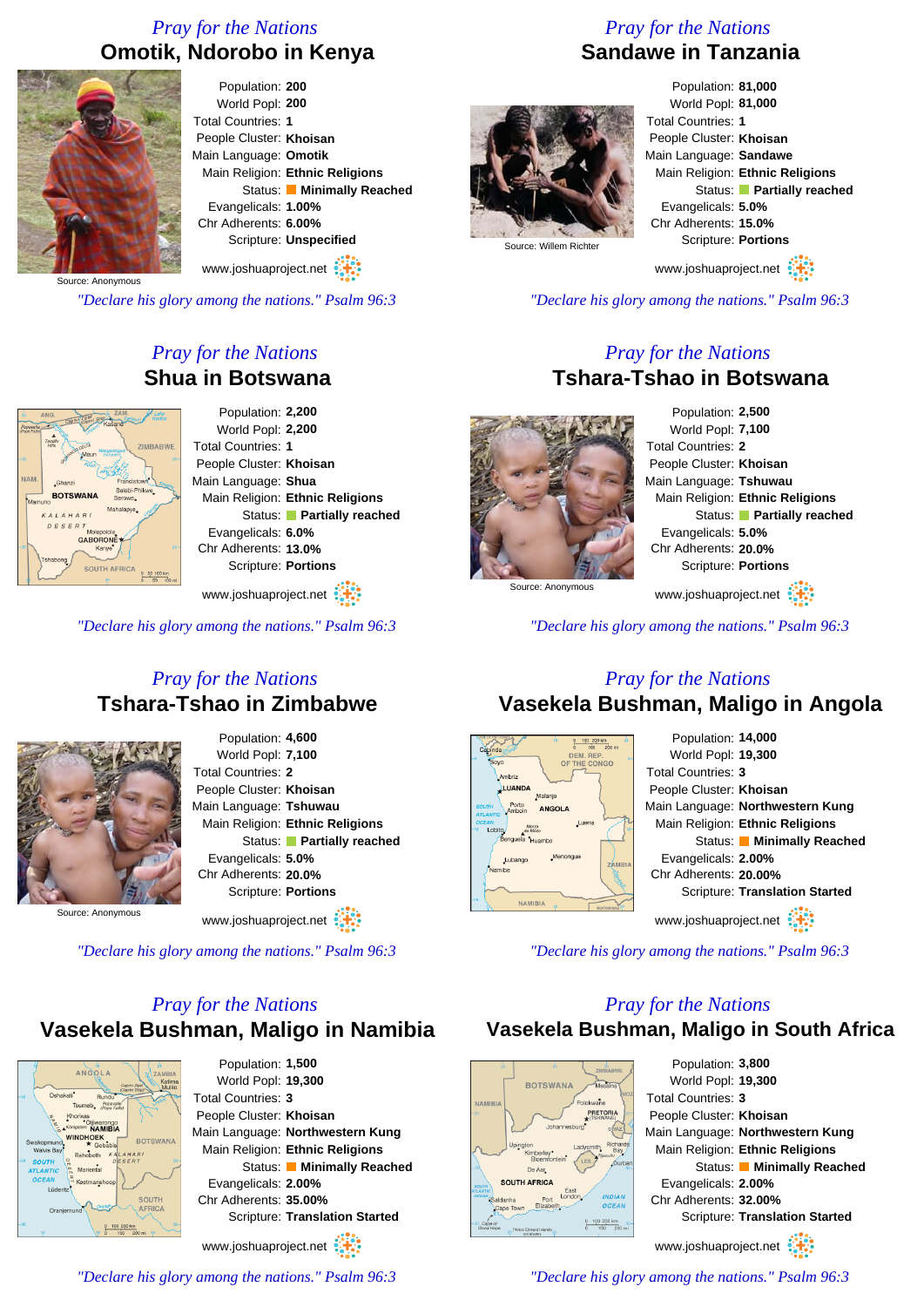*Pray for the Nations*

## Omotik, Ndorobo in Kenya

Source: Anonymous

Population: **200**
World Popl: **200**
Total Countries: **1**
People Cluster: **Khoisan**
Main Language: **Omotik**
Main Religion: **Ethnic Religions**
Status: **Minimally Reached**
Evangelicals: **1.00%**
Chr Adherents: **6.00%**
Scripture: **Unspecified**

www.joshuaproject.net

*"Declare his glory among the nations." Psalm 96:3*

*Pray for the Nations*

## Sandawe in Tanzania

Source: Willem Richter

Population: **81,000**
World Popl: **81,000**
Total Countries: **1**
People Cluster: **Khoisan**
Main Language: **Sandawe**
Main Religion: **Ethnic Religions**
Status: **Partially reached**
Evangelicals: **5.0%**
Chr Adherents: **15.0%**
Scripture: **Portions**

www.joshuaproject.net

*"Declare his glory among the nations." Psalm 96:3*

*Pray for the Nations*

## Shua in Botswana

Population: **2,200**
World Popl: **2,200**
Total Countries: **1**
People Cluster: **Khoisan**
Main Language: **Shua**
Main Religion: **Ethnic Religions**
Status: **Partially reached**
Evangelicals: **6.0%**
Chr Adherents: **13.0%**
Scripture: **Portions**

www.joshuaproject.net

*"Declare his glory among the nations." Psalm 96:3*

*Pray for the Nations*

## Tshara-Tshao in Botswana

Source: Anonymous

Population: **2,500**
World Popl: **7,100**
Total Countries: **2**
People Cluster: **Khoisan**
Main Language: **Tshuwau**
Main Religion: **Ethnic Religions**
Status: **Partially reached**
Evangelicals: **5.0%**
Chr Adherents: **20.0%**
Scripture: **Portions**

www.joshuaproject.net

*"Declare his glory among the nations." Psalm 96:3*

*Pray for the Nations*

## Tshara-Tshao in Zimbabwe

Source: Anonymous

Population: **4,600**
World Popl: **7,100**
Total Countries: **2**
People Cluster: **Khoisan**
Main Language: **Tshuwau**
Main Religion: **Ethnic Religions**
Status: **Partially reached**
Evangelicals: **5.0%**
Chr Adherents: **20.0%**
Scripture: **Portions**

www.joshuaproject.net

*"Declare his glory among the nations." Psalm 96:3*

*Pray for the Nations*

## Vasekela Bushman, Maligo in Angola

Population: **14,000**
World Popl: **19,300**
Total Countries: **3**
People Cluster: **Khoisan**
Main Language: **Northwestern Kung**
Main Religion: **Ethnic Religions**
Status: **Minimally Reached**
Evangelicals: **2.00%**
Chr Adherents: **20.00%**
Scripture: **Translation Started**

www.joshuaproject.net

*"Declare his glory among the nations." Psalm 96:3*

*Pray for the Nations*

## Vasekela Bushman, Maligo in Namibia

Population: **1,500**
World Popl: **19,300**
Total Countries: **3**
People Cluster: **Khoisan**
Main Language: **Northwestern Kung**
Main Religion: **Ethnic Religions**
Status: **Minimally Reached**
Evangelicals: **2.00%**
Chr Adherents: **35.00%**
Scripture: **Translation Started**

www.joshuaproject.net

*"Declare his glory among the nations." Psalm 96:3*

*Pray for the Nations*

## Vasekela Bushman, Maligo in South Africa

Population: **3,800**
World Popl: **19,300**
Total Countries: **3**
People Cluster: **Khoisan**
Main Language: **Northwestern Kung**
Main Religion: **Ethnic Religions**
Status: **Minimally Reached**
Evangelicals: **2.00%**
Chr Adherents: **32.00%**
Scripture: **Translation Started**

www.joshuaproject.net

*"Declare his glory among the nations." Psalm 96:3*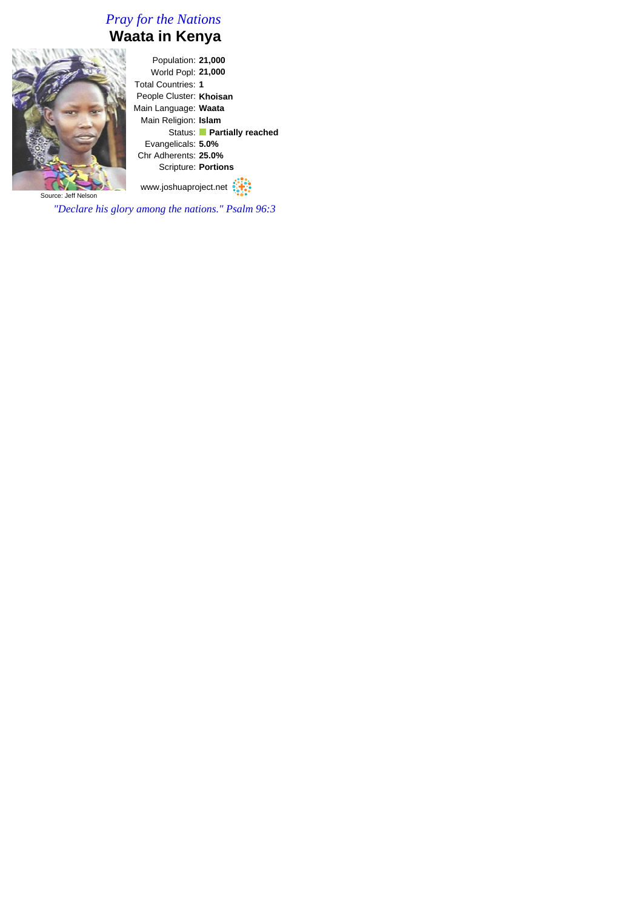*Pray for the Nations*

# Waata in Kenya

Source: Jeff Nelson

| | |
|---|---|
| Population: | **21,000** |
| World Popl: | **21,000** |
| Total Countries: | **1** |
| People Cluster: | **Khoisan** |
| Main Language: | **Waata** |
| Main Religion: | **Islam** |
| Status: | **Partially reached** |
| Evangelicals: | **5.0%** |
| Chr Adherents: | **25.0%** |
| Scripture: | **Portions** |

www.joshuaproject.net

*"Declare his glory among the nations." Psalm 96:3*